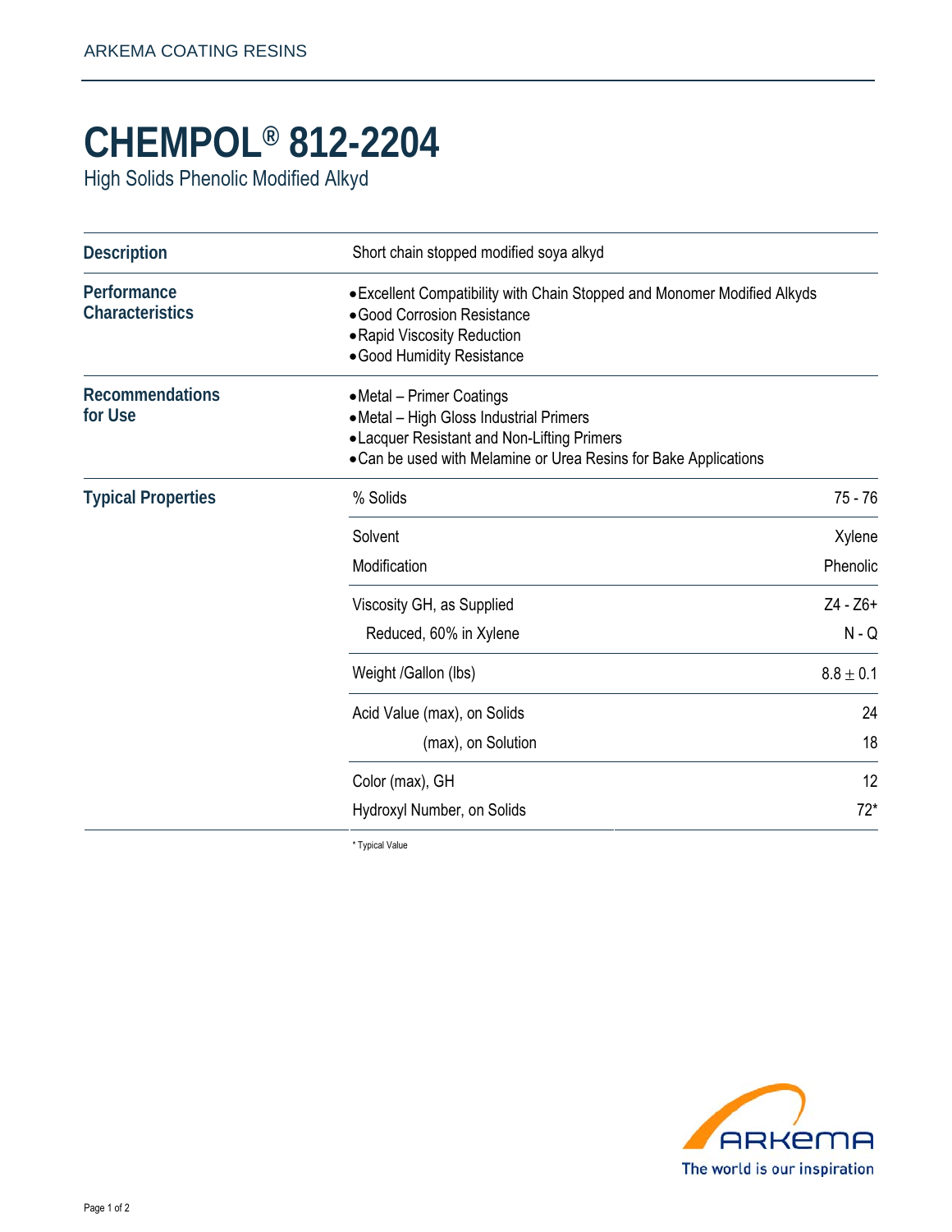ARKEMA COATING RESINS

# CHEMPOL® 812-2204

High Solids Phenolic Modified Alkyd

## Description

Short chain stopped modified soya alkyd

## Performance Characteristics

- Excellent Compatibility with Chain Stopped and Monomer Modified Alkyds
- Good Corrosion Resistance
- Rapid Viscosity Reduction
- Good Humidity Resistance

## Recommendations for Use

- Metal – Primer Coatings
- Metal – High Gloss Industrial Primers
- Lacquer Resistant and Non-Lifting Primers
- Can be used with Melamine or Urea Resins for Bake Applications

## Typical Properties

| Property | Value |
|---|---|
| % Solids | 75 - 76 |
| Solvent | Xylene |
| Modification | Phenolic |
| Viscosity GH, as Supplied | Z4 - Z6+ |
| Reduced, 60% in Xylene | N - Q |
| Weight /Gallon (lbs) | 8.8 $\pm$ 0.1 |
| Acid Value (max), on Solids | 24 |
| (max), on Solution | 18 |
| Color (max), GH | 12 |
| Hydroxyl Number, on Solids | 72* |

\* Typical Value

ARKEMA

The world is our inspiration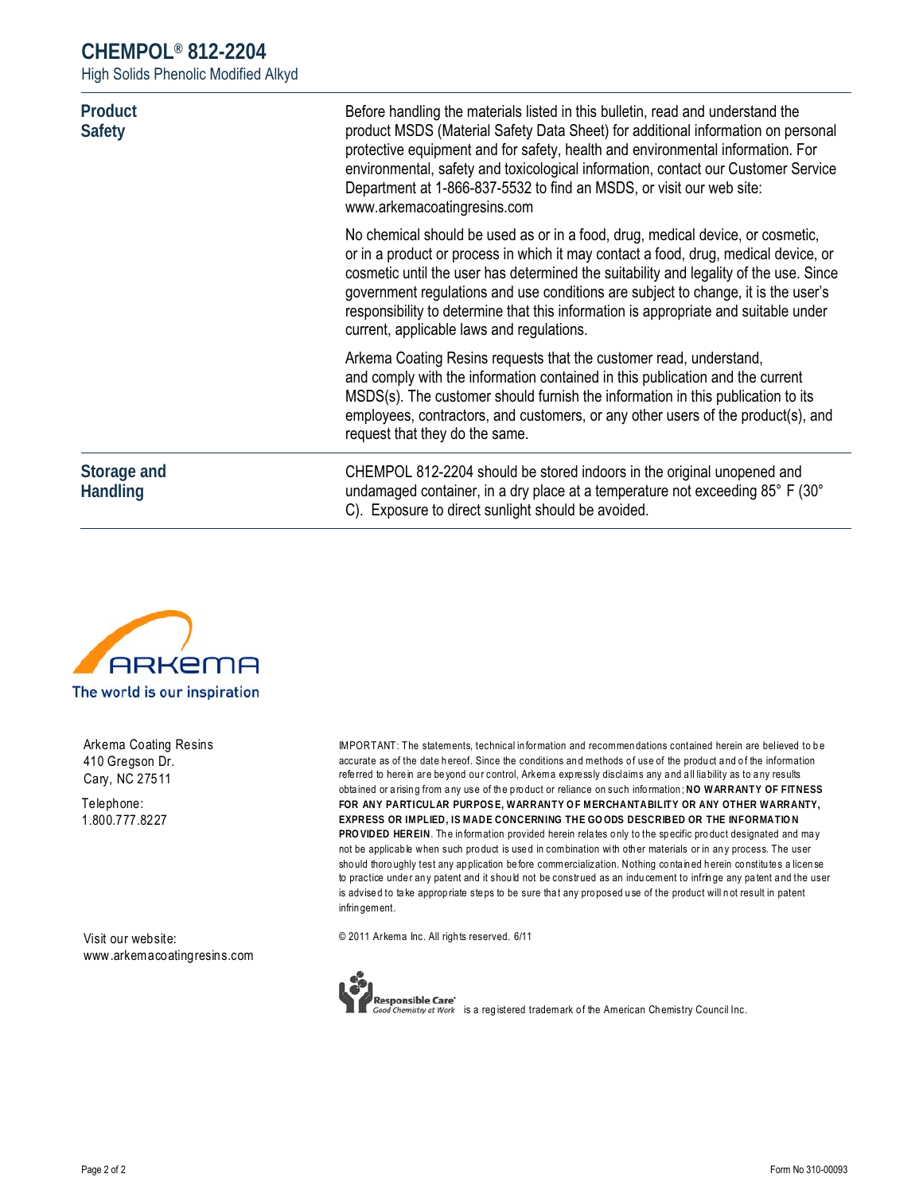# CHEMPOL® 812-2204

High Solids Phenolic Modified Alkyd

## Product Safety

Before handling the materials listed in this bulletin, read and understand the product MSDS (Material Safety Data Sheet) for additional information on personal protective equipment and for safety, health and environmental information. For environmental, safety and toxicological information, contact our Customer Service Department at 1-866-837-5532 to find an MSDS, or visit our web site: www.arkemacoatingresins.com

No chemical should be used as or in a food, drug, medical device, or cosmetic, or in a product or process in which it may contact a food, drug, medical device, or cosmetic until the user has determined the suitability and legality of the use. Since government regulations and use conditions are subject to change, it is the user's responsibility to determine that this information is appropriate and suitable under current, applicable laws and regulations.

Arkema Coating Resins requests that the customer read, understand, and comply with the information contained in this publication and the current MSDS(s). The customer should furnish the information in this publication to its employees, contractors, and customers, or any other users of the product(s), and request that they do the same.

## Storage and Handling

CHEMPOL 812-2204 should be stored indoors in the original unopened and undamaged container, in a dry place at a temperature not exceeding 85° F (30° C). Exposure to direct sunlight should be avoided.

ARKEMA
The world is our inspiration

Arkema Coating Resins
410 Gregson Dr.
Cary, NC 27511

Telephone:
1.800.777.8227

Visit our website:
www.arkemacoatingresins.com

IMPORTANT: The statements, technical information and recommendations contained herein are believed to be accurate as of the date hereof. Since the conditions and methods of use of the product and of the information referred to herein are beyond our control, Arkema expressly disclaims any and all liability as to any results obtained or arising from any use of the product or reliance on such information; **NO WARRANTY OF FITNESS FOR ANY PARTICULAR PURPOSE, WARRANTY OF MERCHANTABILITY OR ANY OTHER WARRANTY, EXPRESS OR IMPLIED, IS MADE CONCERNING THE GOODS DESCRIBED OR THE INFORMATION PROVIDED HEREIN**. The information provided herein relates only to the specific product designated and may not be applicable when such product is used in combination with other materials or in any process. The user should thoroughly test any application before commercialization. Nothing contained herein constitutes a license to practice under any patent and it should not be construed as an inducement to infringe any patent and the user is advised to take appropriate steps to be sure that any proposed use of the product will not result in patent infringement.

© 2011 Arkema Inc. All rights reserved. 6/11

Responsible Care® Good Chemistry at Work is a registered trademark of the American Chemistry Council Inc.

Form No 310-00093